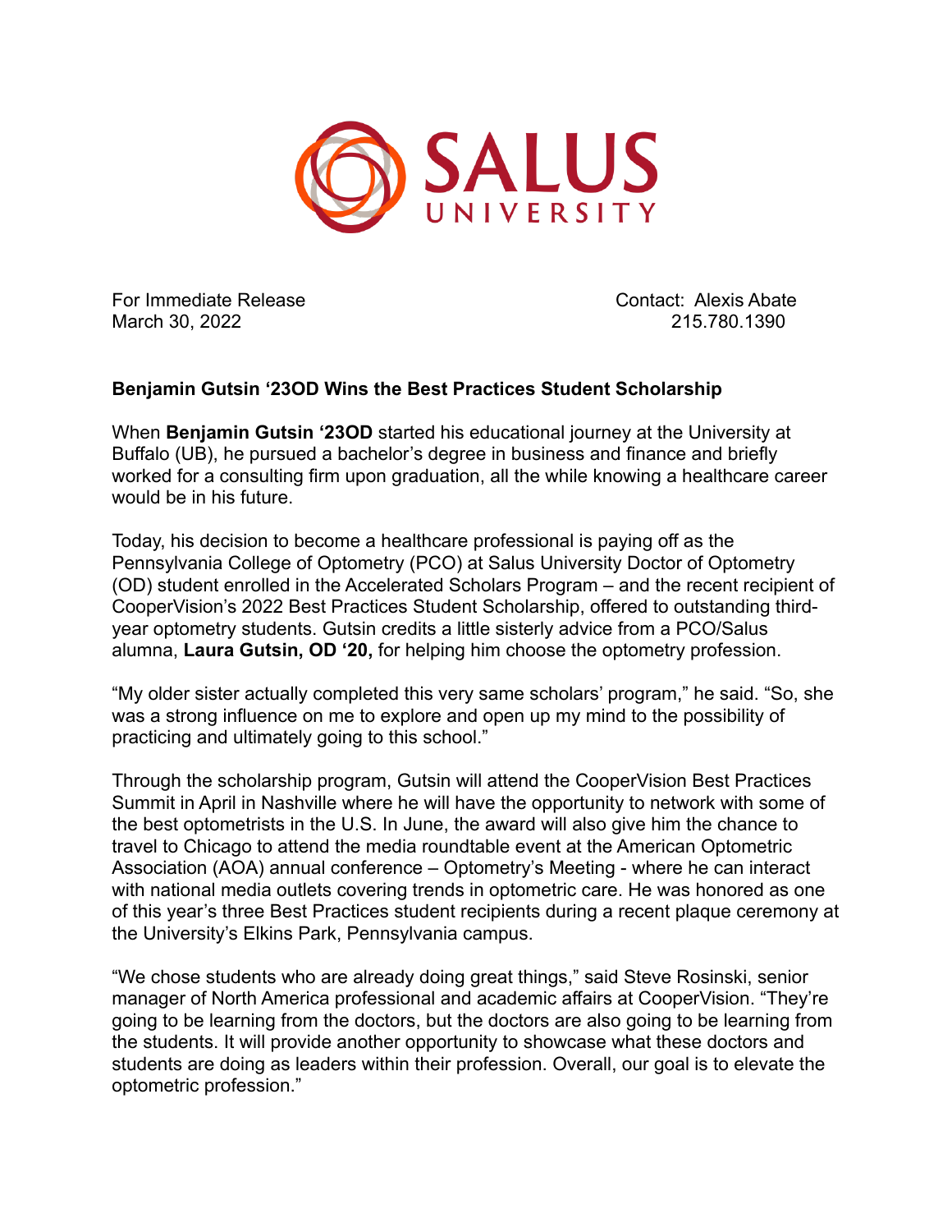SALUS UNIVERSITY

For Immediate Release
March 30, 2022

Contact: Alexis Abate
215.780.1390

**Benjamin Gutsin '23OD Wins the Best Practices Student Scholarship**

When **Benjamin Gutsin '23OD** started his educational journey at the University at Buffalo (UB), he pursued a bachelor's degree in business and finance and briefly worked for a consulting firm upon graduation, all the while knowing a healthcare career would be in his future.

Today, his decision to become a healthcare professional is paying off as the Pennsylvania College of Optometry (PCO) at Salus University Doctor of Optometry (OD) student enrolled in the Accelerated Scholars Program – and the recent recipient of CooperVision's 2022 Best Practices Student Scholarship, offered to outstanding third-year optometry students. Gutsin credits a little sisterly advice from a PCO/Salus alumna, **Laura Gutsin, OD '20,** for helping him choose the optometry profession.

"My older sister actually completed this very same scholars' program," he said. "So, she was a strong influence on me to explore and open up my mind to the possibility of practicing and ultimately going to this school."

Through the scholarship program, Gutsin will attend the CooperVision Best Practices Summit in April in Nashville where he will have the opportunity to network with some of the best optometrists in the U.S. In June, the award will also give him the chance to travel to Chicago to attend the media roundtable event at the American Optometric Association (AOA) annual conference – Optometry's Meeting - where he can interact with national media outlets covering trends in optometric care. He was honored as one of this year's three Best Practices student recipients during a recent plaque ceremony at the University's Elkins Park, Pennsylvania campus.

"We chose students who are already doing great things," said Steve Rosinski, senior manager of North America professional and academic affairs at CooperVision. "They're going to be learning from the doctors, but the doctors are also going to be learning from the students. It will provide another opportunity to showcase what these doctors and students are doing as leaders within their profession. Overall, our goal is to elevate the optometric profession."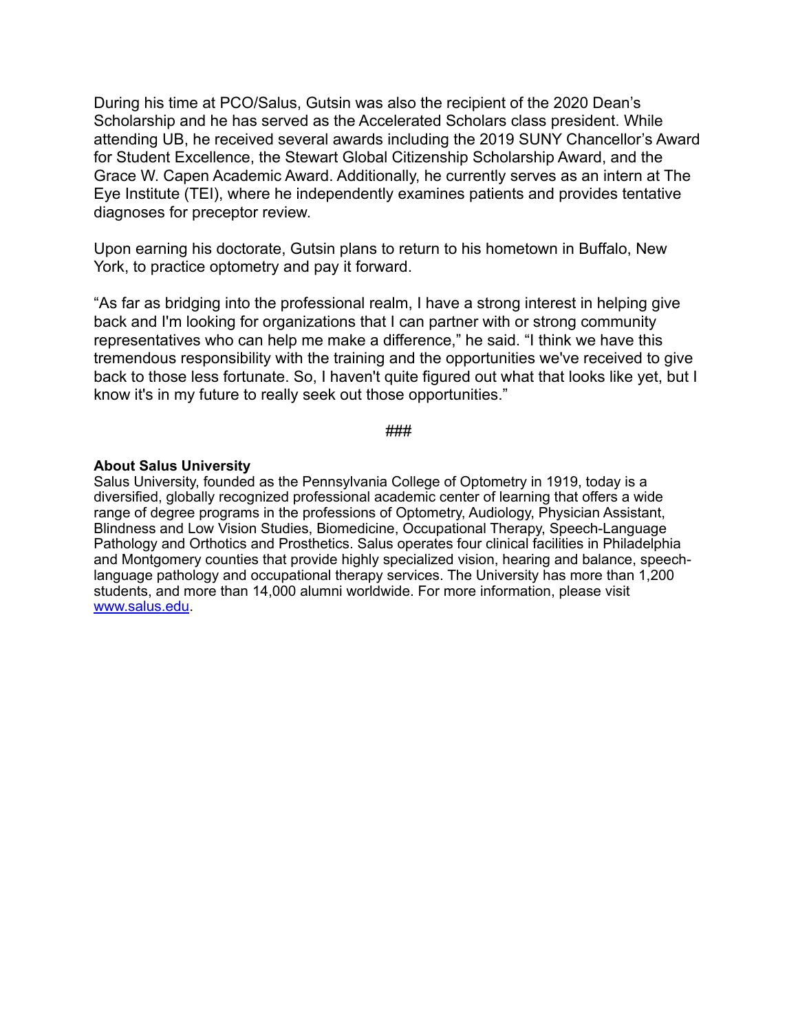During his time at PCO/Salus, Gutsin was also the recipient of the 2020 Dean's Scholarship and he has served as the Accelerated Scholars class president. While attending UB, he received several awards including the 2019 SUNY Chancellor's Award for Student Excellence, the Stewart Global Citizenship Scholarship Award, and the Grace W. Capen Academic Award. Additionally, he currently serves as an intern at The Eye Institute (TEI), where he independently examines patients and provides tentative diagnoses for preceptor review.

Upon earning his doctorate, Gutsin plans to return to his hometown in Buffalo, New York, to practice optometry and pay it forward.

"As far as bridging into the professional realm, I have a strong interest in helping give back and I'm looking for organizations that I can partner with or strong community representatives who can help me make a difference," he said. "I think we have this tremendous responsibility with the training and the opportunities we've received to give back to those less fortunate. So, I haven't quite figured out what that looks like yet, but I know it's in my future to really seek out those opportunities."

###

**About Salus University**
Salus University, founded as the Pennsylvania College of Optometry in 1919, today is a diversified, globally recognized professional academic center of learning that offers a wide range of degree programs in the professions of Optometry, Audiology, Physician Assistant, Blindness and Low Vision Studies, Biomedicine, Occupational Therapy, Speech-Language Pathology and Orthotics and Prosthetics. Salus operates four clinical facilities in Philadelphia and Montgomery counties that provide highly specialized vision, hearing and balance, speech-language pathology and occupational therapy services. The University has more than 1,200 students, and more than 14,000 alumni worldwide. For more information, please visit [www.salus.edu](http://www.salus.edu).